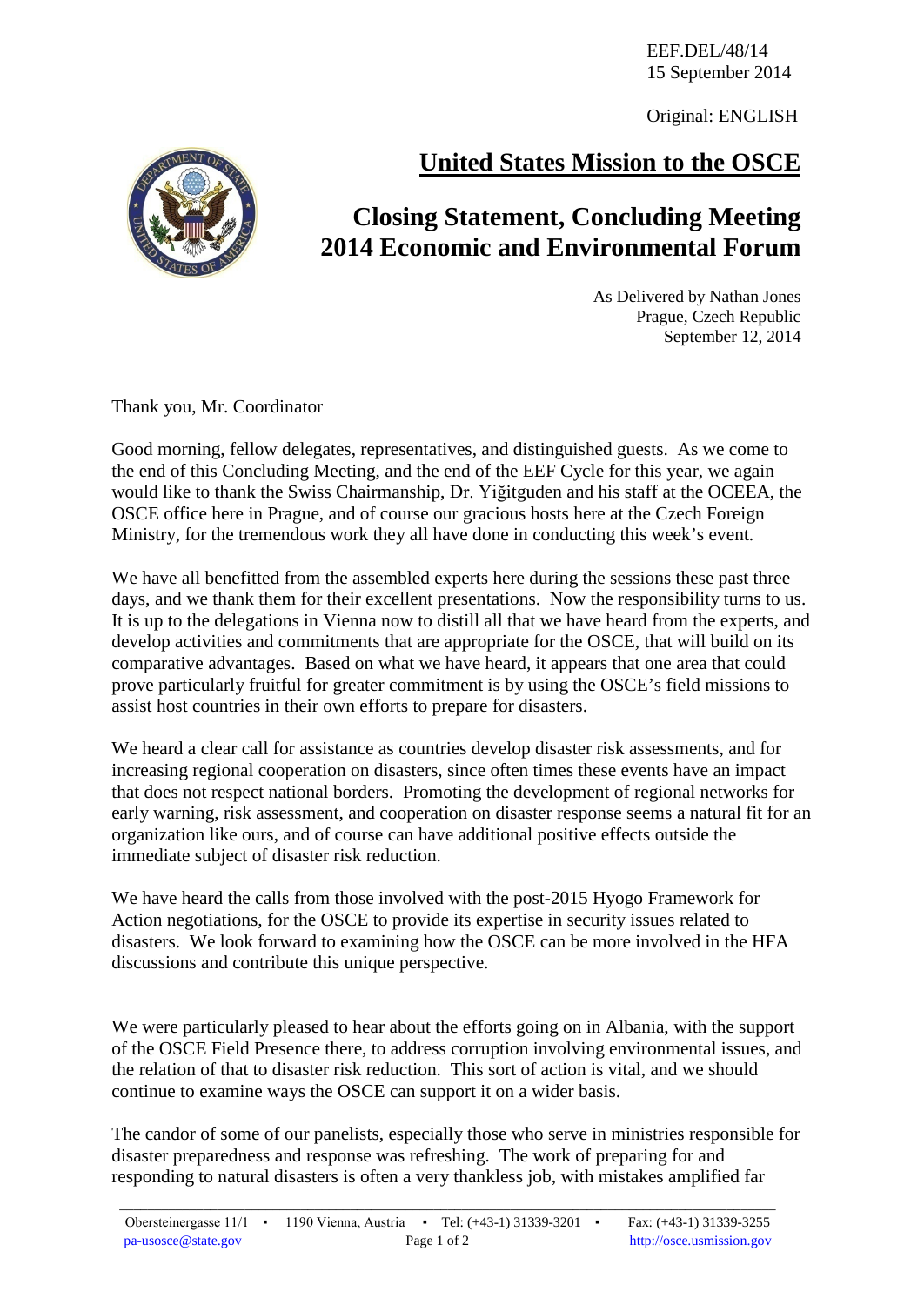EEF.DEL/48/14
15 September 2014

Original: ENGLISH

# United States Mission to the OSCE

## Closing Statement, Concluding Meeting 2014 Economic and Environmental Forum

As Delivered by Nathan Jones
Prague, Czech Republic
September 12, 2014

Thank you, Mr. Coordinator

Good morning, fellow delegates, representatives, and distinguished guests. As we come to the end of this Concluding Meeting, and the end of the EEF Cycle for this year, we again would like to thank the Swiss Chairmanship, Dr. Yiğitguden and his staff at the OCEEA, the OSCE office here in Prague, and of course our gracious hosts here at the Czech Foreign Ministry, for the tremendous work they all have done in conducting this week's event.

We have all benefitted from the assembled experts here during the sessions these past three days, and we thank them for their excellent presentations. Now the responsibility turns to us. It is up to the delegations in Vienna now to distill all that we have heard from the experts, and develop activities and commitments that are appropriate for the OSCE, that will build on its comparative advantages. Based on what we have heard, it appears that one area that could prove particularly fruitful for greater commitment is by using the OSCE's field missions to assist host countries in their own efforts to prepare for disasters.

We heard a clear call for assistance as countries develop disaster risk assessments, and for increasing regional cooperation on disasters, since often times these events have an impact that does not respect national borders. Promoting the development of regional networks for early warning, risk assessment, and cooperation on disaster response seems a natural fit for an organization like ours, and of course can have additional positive effects outside the immediate subject of disaster risk reduction.

We have heard the calls from those involved with the post-2015 Hyogo Framework for Action negotiations, for the OSCE to provide its expertise in security issues related to disasters. We look forward to examining how the OSCE can be more involved in the HFA discussions and contribute this unique perspective.

We were particularly pleased to hear about the efforts going on in Albania, with the support of the OSCE Field Presence there, to address corruption involving environmental issues, and the relation of that to disaster risk reduction. This sort of action is vital, and we should continue to examine ways the OSCE can support it on a wider basis.

The candor of some of our panelists, especially those who serve in ministries responsible for disaster preparedness and response was refreshing. The work of preparing for and responding to natural disasters is often a very thankless job, with mistakes amplified far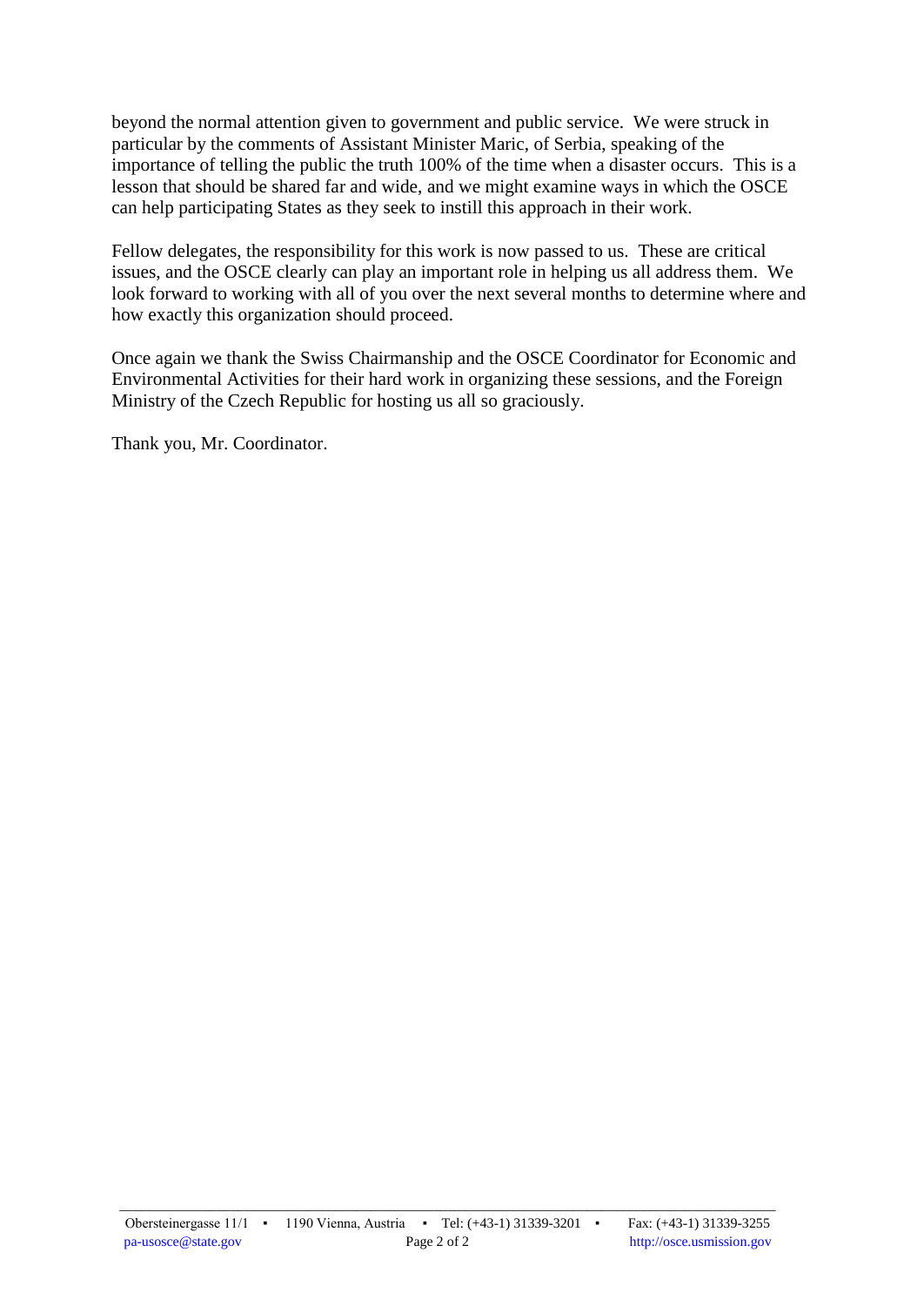beyond the normal attention given to government and public service. We were struck in particular by the comments of Assistant Minister Maric, of Serbia, speaking of the importance of telling the public the truth 100% of the time when a disaster occurs. This is a lesson that should be shared far and wide, and we might examine ways in which the OSCE can help participating States as they seek to instill this approach in their work.

Fellow delegates, the responsibility for this work is now passed to us. These are critical issues, and the OSCE clearly can play an important role in helping us all address them. We look forward to working with all of you over the next several months to determine where and how exactly this organization should proceed.

Once again we thank the Swiss Chairmanship and the OSCE Coordinator for Economic and Environmental Activities for their hard work in organizing these sessions, and the Foreign Ministry of the Czech Republic for hosting us all so graciously.

Thank you, Mr. Coordinator.